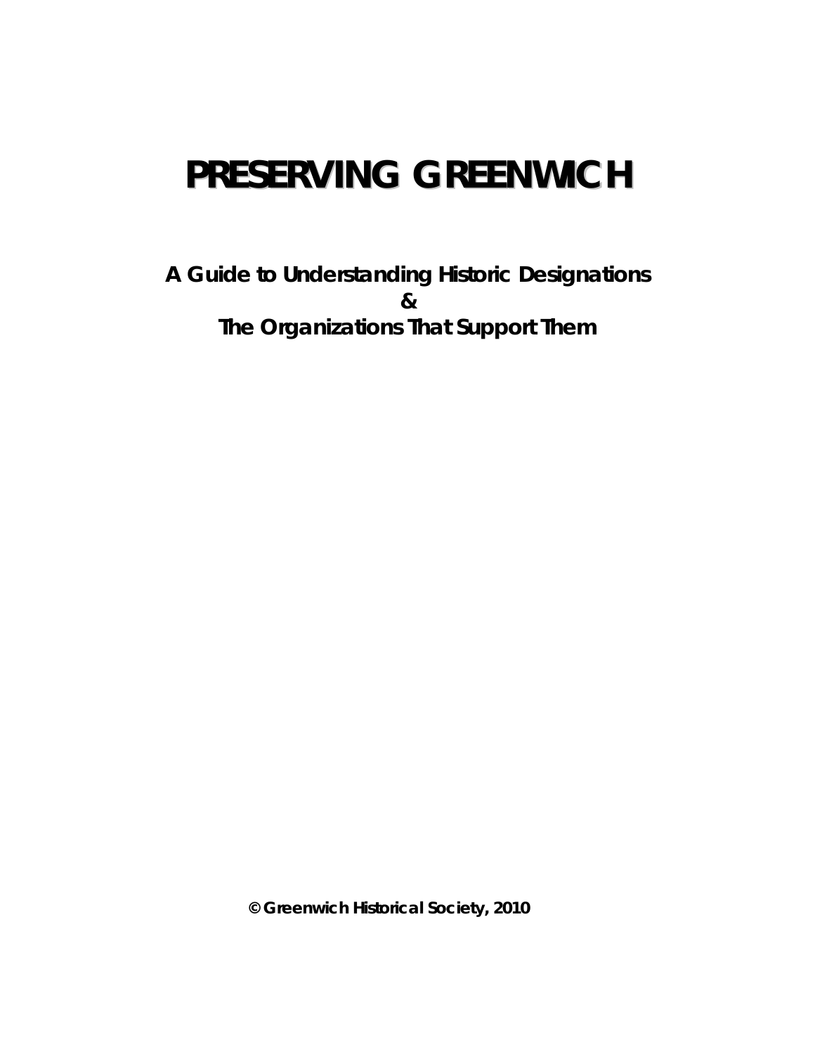# PRESERVING GREENWICH

**A Guide to Understanding Historic Designations**
**&**
**The Organizations That Support Them**

**© Greenwich Historical Society, 2010**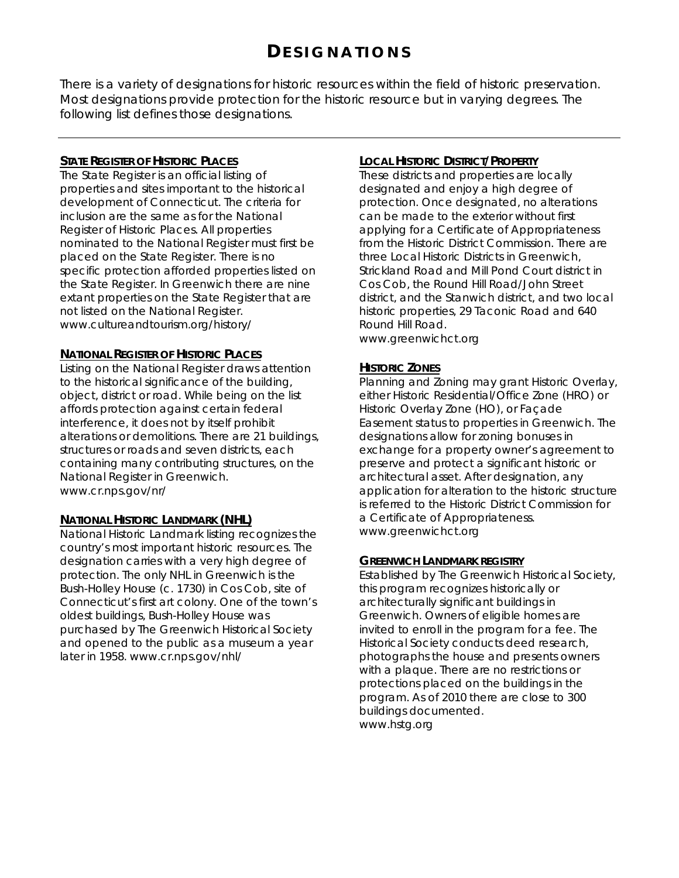# DESIGNATIONS

There is a variety of designations for historic resources within the field of historic preservation. Most designations provide protection for the historic resource but in varying degrees. The following list defines those designations.

---

### STATE REGISTER OF HISTORIC PLACES

The State Register is an official listing of properties and sites important to the historical development of Connecticut. The criteria for inclusion are the same as for the National Register of Historic Places. All properties nominated to the National Register must first be placed on the State Register. There is no specific protection afforded properties listed on the State Register. In Greenwich there are nine extant properties on the State Register that are not listed on the National Register. www.cultureandtourism.org/history/

### NATIONAL REGISTER OF HISTORIC PLACES

Listing on the National Register draws attention to the historical significance of the building, object, district or road. While being on the list affords protection against certain federal interference, it does not by itself prohibit alterations or demolitions. There are 21 buildings, structures or roads and seven districts, each containing many contributing structures, on the National Register in Greenwich. www.cr.nps.gov/nr/

### NATIONAL HISTORIC LANDMARK (NHL)

National Historic Landmark listing recognizes the country's most important historic resources. The designation carries with a very high degree of protection. The only NHL in Greenwich is the Bush-Holley House (c. 1730) in Cos Cob, site of Connecticut's first art colony. One of the town's oldest buildings, Bush-Holley House was purchased by The Greenwich Historical Society and opened to the public as a museum a year later in 1958. www.cr.nps.gov/nhl/

### LOCAL HISTORIC DISTRICT/PROPERTY

These districts and properties are locally designated and enjoy a high degree of protection. Once designated, no alterations can be made to the exterior without first applying for a Certificate of Appropriateness from the Historic District Commission. There are three Local Historic Districts in Greenwich, Strickland Road and Mill Pond Court district in Cos Cob, the Round Hill Road/John Street district, and the Stanwich district, and two local historic properties, 29 Taconic Road and 640 Round Hill Road.
www.greenwichct.org

### HISTORIC ZONES

Planning and Zoning may grant Historic Overlay, either Historic Residential/Office Zone (HRO) or Historic Overlay Zone (HO), or Façade Easement status to properties in Greenwich. The designations allow for zoning bonuses in exchange for a property owner's agreement to preserve and protect a significant historic or architectural asset. After designation, any application for alteration to the historic structure is referred to the Historic District Commission for a Certificate of Appropriateness.
www.greenwichct.org

### GREENWICH LANDMARK REGISTRY

Established by The Greenwich Historical Society, this program recognizes historically or architecturally significant buildings in Greenwich. Owners of eligible homes are invited to enroll in the program for a fee. The Historical Society conducts deed research, photographs the house and presents owners with a plaque. There are no restrictions or protections placed on the buildings in the program. As of 2010 there are close to 300 buildings documented.
www.hstg.org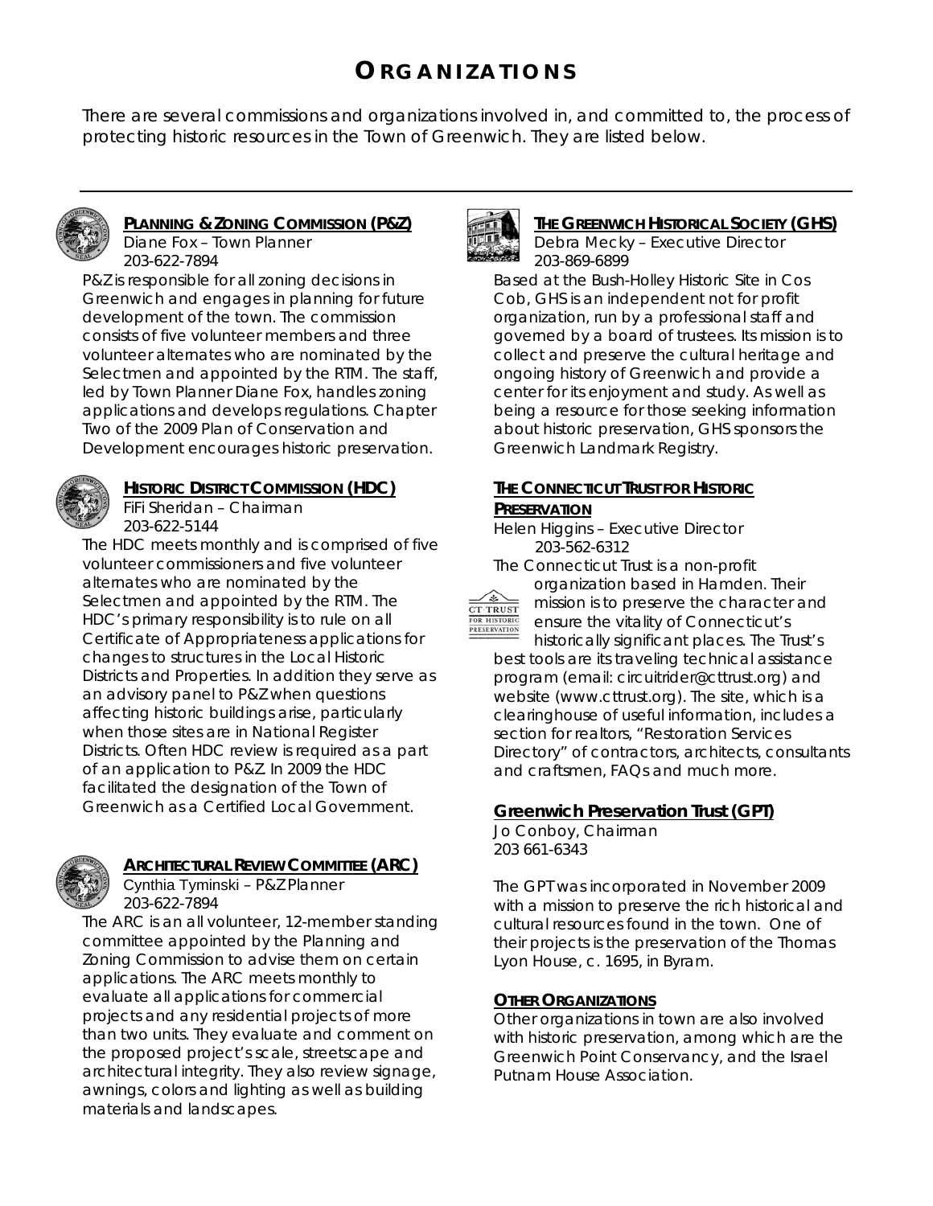# ORGANIZATIONS

There are several commissions and organizations involved in, and committed to, the process of protecting historic resources in the Town of Greenwich. They are listed below.

---

### PLANNING & ZONING COMMISSION (P&Z)

Diane Fox – Town Planner
203-622-7894

P&Z is responsible for all zoning decisions in Greenwich and engages in planning for future development of the town. The commission consists of five volunteer members and three volunteer alternates who are nominated by the Selectmen and appointed by the RTM. The staff, led by Town Planner Diane Fox, handles zoning applications and develops regulations. Chapter Two of the 2009 Plan of Conservation and Development encourages historic preservation.

### HISTORIC DISTRICT COMMISSION (HDC)

FiFi Sheridan – Chairman
203-622-5144

The HDC meets monthly and is comprised of five volunteer commissioners and five volunteer alternates who are nominated by the Selectmen and appointed by the RTM. The HDC's primary responsibility is to rule on all Certificate of Appropriateness applications for changes to structures in the Local Historic Districts and Properties. In addition they serve as an advisory panel to P&Z when questions affecting historic buildings arise, particularly when those sites are in National Register Districts. Often HDC review is required as a part of an application to P&Z. In 2009 the HDC facilitated the designation of the Town of Greenwich as a Certified Local Government.

### ARCHITECTURAL REVIEW COMMITTEE (ARC)

Cynthia Tyminski – P&Z Planner
203-622-7894

The ARC is an all volunteer, 12-member standing committee appointed by the Planning and Zoning Commission to advise them on certain applications. The ARC meets monthly to evaluate all applications for commercial projects and any residential projects of more than two units. They evaluate and comment on the proposed project's scale, streetscape and architectural integrity. They also review signage, awnings, colors and lighting as well as building materials and landscapes.

### THE GREENWICH HISTORICAL SOCIETY (GHS)

Debra Mecky – Executive Director
203-869-6899

Based at the Bush-Holley Historic Site in Cos Cob, GHS is an independent not for profit organization, run by a professional staff and governed by a board of trustees. Its mission is to collect and preserve the cultural heritage and ongoing history of Greenwich and provide a center for its enjoyment and study. As well as being a resource for those seeking information about historic preservation, GHS sponsors the Greenwich Landmark Registry.

### THE CONNECTICUT TRUST FOR HISTORIC PRESERVATION

Helen Higgins – Executive Director
203-562-6312

The Connecticut Trust is a non-profit organization based in Hamden. Their mission is to preserve the character and ensure the vitality of Connecticut's historically significant places. The Trust's best tools are its traveling technical assistance program (email: circuitrider@cttrust.org) and website (www.cttrust.org). The site, which is a clearinghouse of useful information, includes a section for realtors, "Restoration Services Directory" of contractors, architects, consultants and craftsmen, FAQs and much more.

### Greenwich Preservation Trust (GPT)

Jo Conboy, Chairman
203 661-6343

The GPT was incorporated in November 2009 with a mission to preserve the rich historical and cultural resources found in the town. One of their projects is the preservation of the Thomas Lyon House, c. 1695, in Byram.

### OTHER ORGANIZATIONS

Other organizations in town are also involved with historic preservation, among which are the Greenwich Point Conservancy, and the Israel Putnam House Association.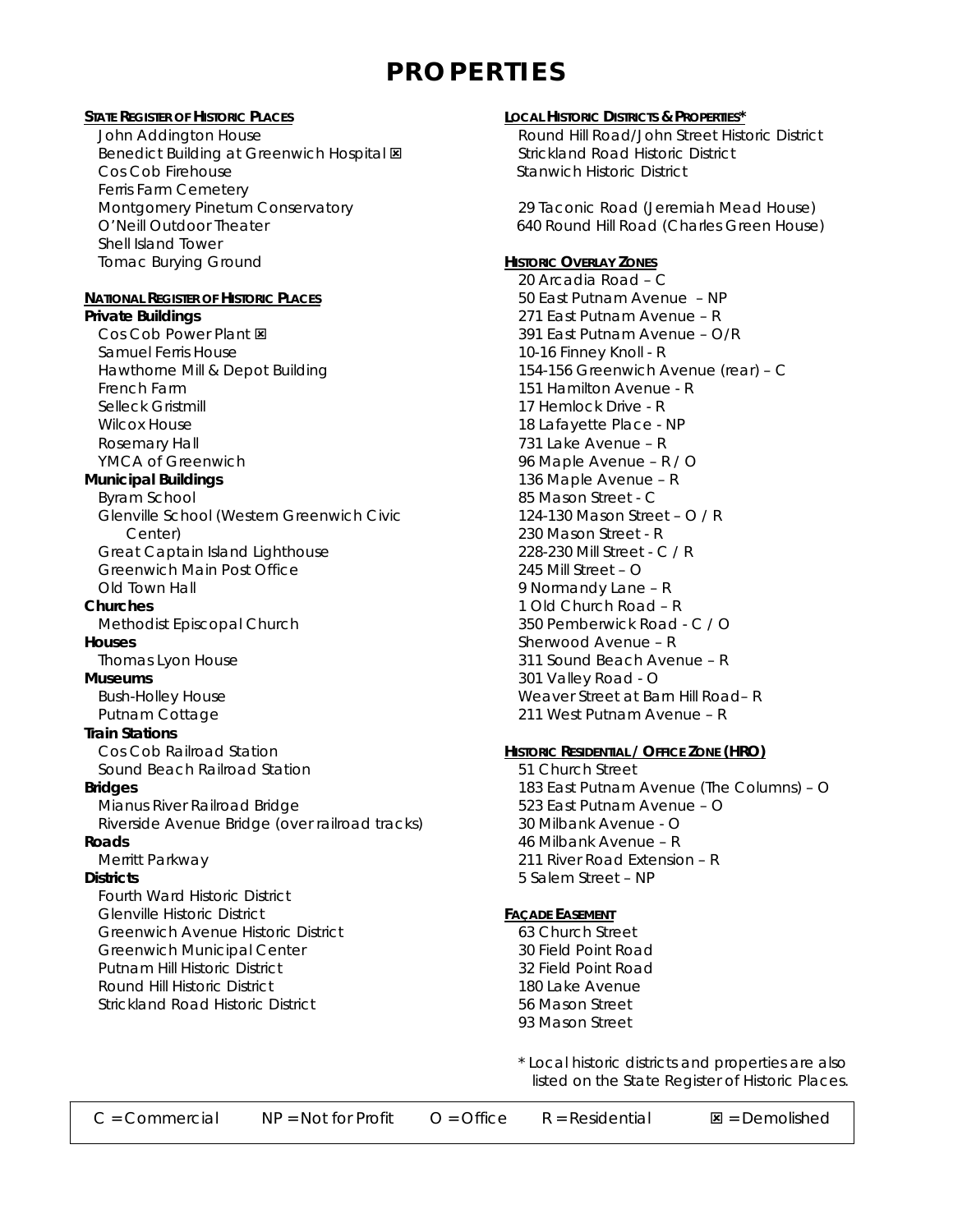# PROPERTIES

**STATE REGISTER OF HISTORIC PLACES**

- John Addington House
- Benedict Building at Greenwich Hospital ☒
- Cos Cob Firehouse
- Ferris Farm Cemetery
- Montgomery Pinetum Conservatory
- O'Neill Outdoor Theater
- Shell Island Tower
- Tomac Burying Ground

**NATIONAL REGISTER OF HISTORIC PLACES**

**Private Buildings**

- Cos Cob Power Plant ☒
- Samuel Ferris House
- Hawthorne Mill & Depot Building
- French Farm
- Selleck Gristmill
- Wilcox House
- Rosemary Hall
- YMCA of Greenwich

**Municipal Buildings**

- Byram School
- Glenville School (Western Greenwich Civic Center)
- Great Captain Island Lighthouse
- Greenwich Main Post Office
- Old Town Hall

**Churches**

- Methodist Episcopal Church

**Houses**

- Thomas Lyon House

**Museums**

- Bush-Holley House
- Putnam Cottage

**Train Stations**

- Cos Cob Railroad Station
- Sound Beach Railroad Station

**Bridges**

- Mianus River Railroad Bridge
- Riverside Avenue Bridge (over railroad tracks)

**Roads**

- Merritt Parkway

**Districts**

- Fourth Ward Historic District
- Glenville Historic District
- Greenwich Avenue Historic District
- Greenwich Municipal Center
- Putnam Hill Historic District
- Round Hill Historic District
- Strickland Road Historic District

**LOCAL HISTORIC DISTRICTS & PROPERTIES***

- Round Hill Road/John Street Historic District
- Strickland Road Historic District
- Stanwich Historic District

- 29 Taconic Road (Jeremiah Mead House)
- 640 Round Hill Road (Charles Green House)

**HISTORIC OVERLAY ZONES**

- 20 Arcadia Road – C
- 50 East Putnam Avenue – NP
- 271 East Putnam Avenue – R
- 391 East Putnam Avenue – O/R
- 10-16 Finney Knoll - R
- 154-156 Greenwich Avenue (rear) – C
- 151 Hamilton Avenue - R
- 17 Hemlock Drive - R
- 18 Lafayette Place - NP
- 731 Lake Avenue – R
- 96 Maple Avenue – R / O
- 136 Maple Avenue – R
- 85 Mason Street - C
- 124-130 Mason Street – O / R
- 230 Mason Street - R
- 228-230 Mill Street - C / R
- 245 Mill Street – O
- 9 Normandy Lane – R
- 1 Old Church Road – R
- 350 Pemberwick Road - C / O
- Sherwood Avenue – R
- 311 Sound Beach Avenue – R
- 301 Valley Road - O
- Weaver Street at Barn Hill Road– R
- 211 West Putnam Avenue – R

**HISTORIC RESIDENTIAL / OFFICE ZONE (HRO)**

- 51 Church Street
- 183 East Putnam Avenue (The Columns) – O
- 523 East Putnam Avenue – O
- 30 Milbank Avenue - O
- 46 Milbank Avenue – R
- 211 River Road Extension – R
- 5 Salem Street – NP

**FAÇADE EASEMENT**

- 63 Church Street
- 30 Field Point Road
- 32 Field Point Road
- 180 Lake Avenue
- 56 Mason Street
- 93 Mason Street

\* Local historic districts and properties are also listed on the State Register of Historic Places.

C = Commercial    NP = Not for Profit    O = Office    R = Residential    ☒ = Demolished